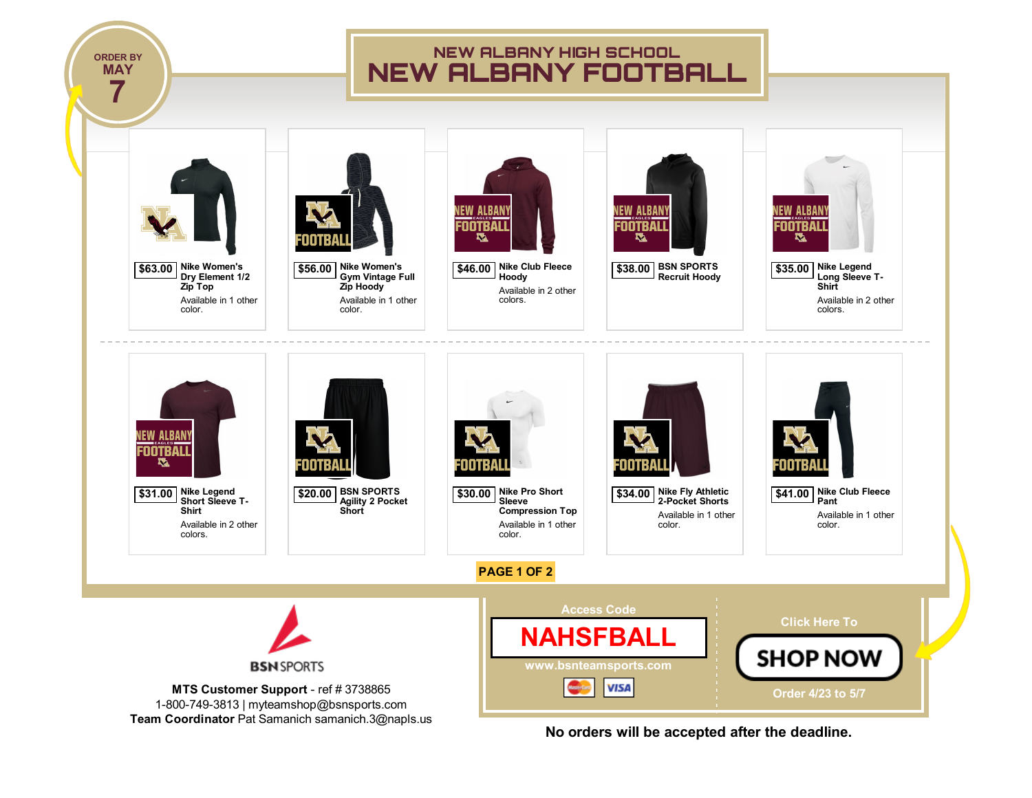ORDER BY MAY 7

NEW ALBANY HIGH SCHOOL

# NEW ALBANY FOOTBALL

| Price | Item | Colors |
| --- | --- | --- |
| $63.00 | Nike Women's Dry Element 1/2 Zip Top | Available in 1 other color. |
| $56.00 | Nike Women's Gym Vintage Full Zip Hoody | Available in 1 other color. |
| $46.00 | Nike Club Fleece Hoody | Available in 2 other colors. |
| $38.00 | BSN SPORTS Recruit Hoody | |
| $35.00 | Nike Legend Long Sleeve T-Shirt | Available in 2 other colors. |
| $31.00 | Nike Legend Short Sleeve T-Shirt | Available in 2 other colors. |
| $20.00 | BSN SPORTS Agility 2 Pocket Short | |
| $30.00 | Nike Pro Short Sleeve Compression Top | Available in 1 other color. |
| $34.00 | Nike Fly Athletic 2-Pocket Shorts | Available in 1 other color. |
| $41.00 | Nike Club Fleece Pant | Available in 1 other color. |

PAGE 1 OF 2

BSN SPORTS

**MTS Customer Support** - ref # 3738865
1-800-749-3813 | myteamshop@bsnsports.com
**Team Coordinator** Pat Samanich samanich.3@napls.us

Access Code

**NAHSFBALL**

www.bsnteamsports.com

Click Here To

**SHOP NOW**

Order 4/23 to 5/7

**No orders will be accepted after the deadline.**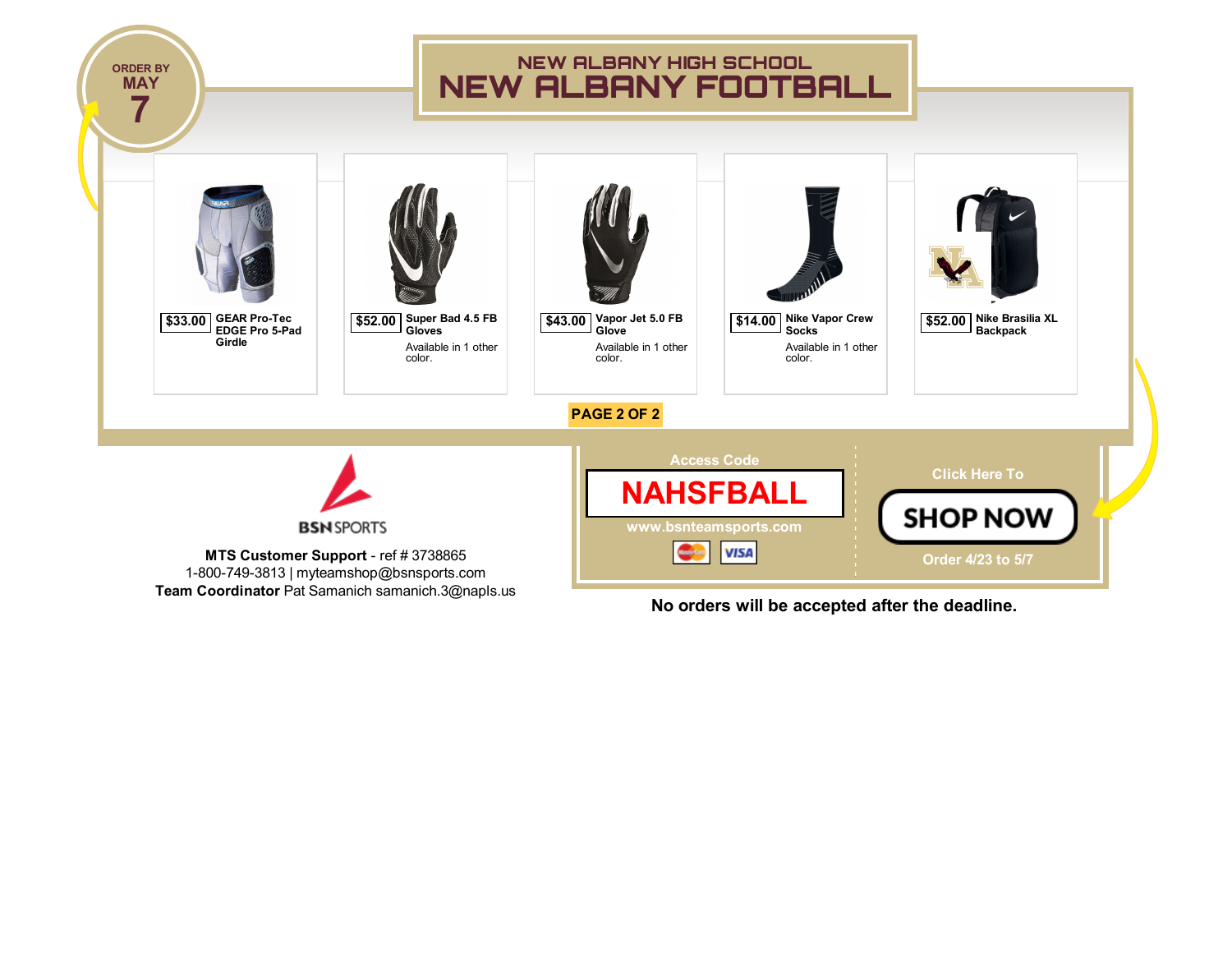ORDER BY MAY 7

NEW ALBANY HIGH SCHOOL

# NEW ALBANY FOOTBALL

| Price | Item | Notes |
|---|---|---|
| $33.00 | GEAR Pro-Tec EDGE Pro 5-Pad Girdle | |
| $52.00 | Super Bad 4.5 FB Gloves | Available in 1 other color. |
| $43.00 | Vapor Jet 5.0 FB Glove | Available in 1 other color. |
| $14.00 | Nike Vapor Crew Socks | Available in 1 other color. |
| $52.00 | Nike Brasilia XL Backpack | |

BSN SPORTS

**MTS Customer Support** - ref # 3738865
1-800-749-3813 | myteamshop@bsnsports.com
**Team Coordinator** Pat Samanich samanich.3@napls.us

Access Code

**NAHSFBALL**

www.bsnteamsports.com

Click Here To

**SHOP NOW**

Order 4/23 to 5/7

**No orders will be accepted after the deadline.**